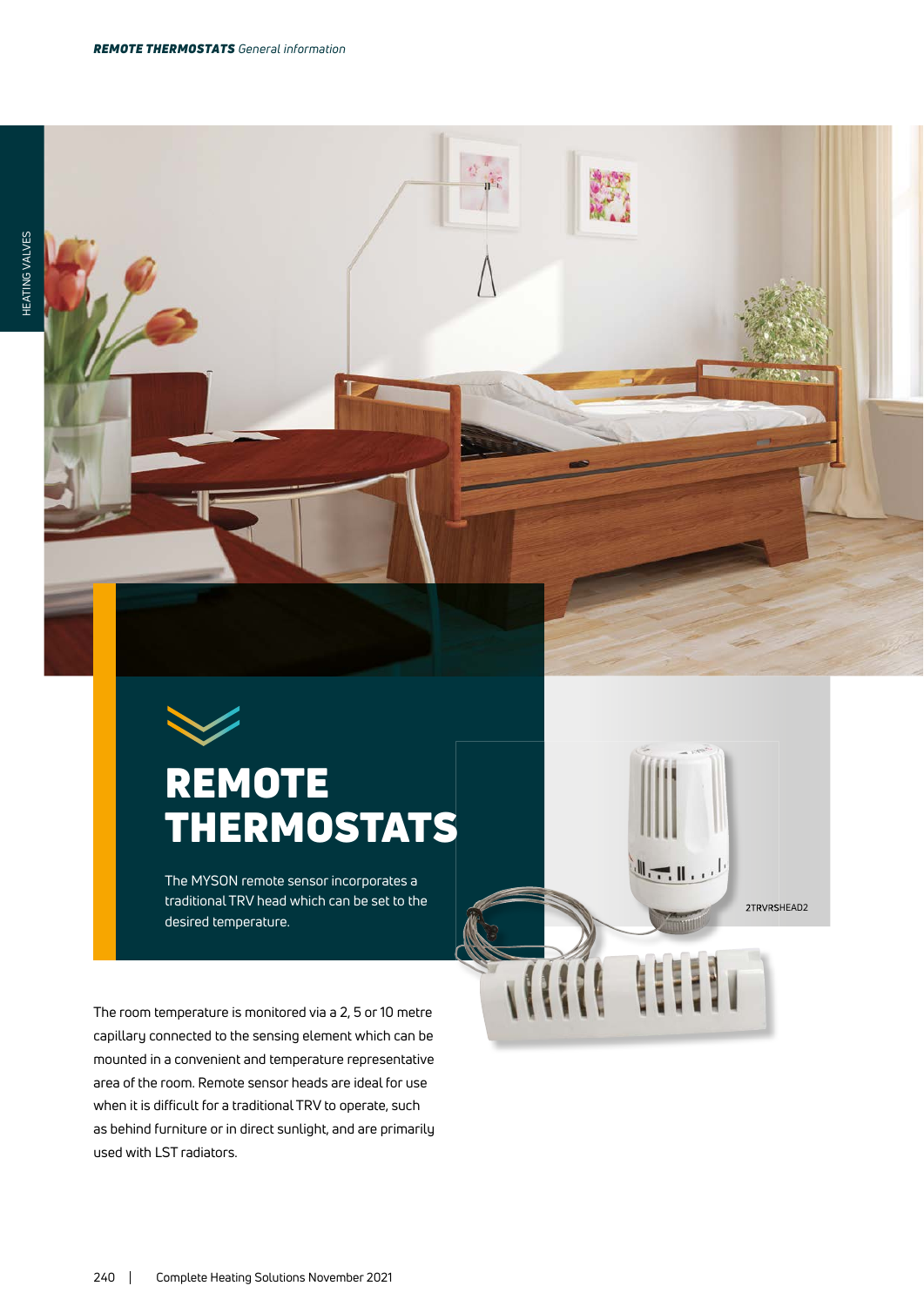# REMOTE THERMOSTATS

The MYSON remote sensor incorporates a traditional TRV head which can be set to the desired temperature.

2TRVRSHEAD2

The room temperature is monitored via a 2, 5 or 10 metre capillary connected to the sensing element which can be mounted in a convenient and temperature representative area of the room. Remote sensor heads are ideal for use when it is difficult for a traditional TRV to operate, such as behind furniture or in direct sunlight, and are primarily used with LST radiators.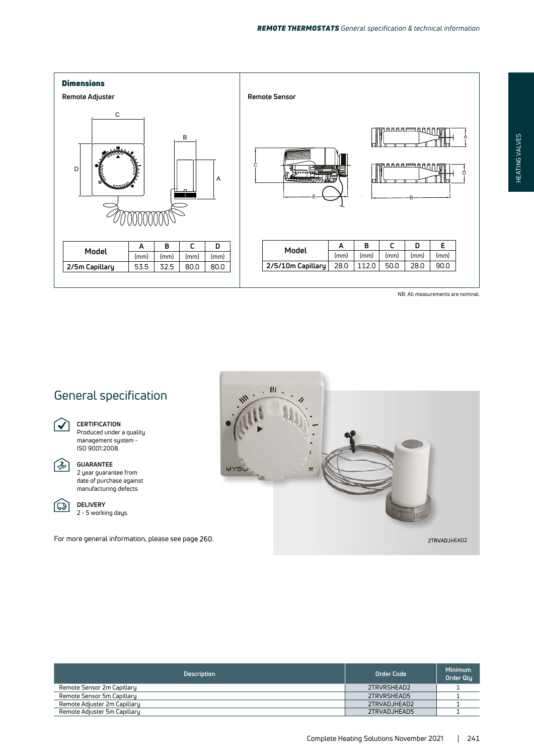## Dimensions

### Remote Adjuster

C

B

D

A

| Model | A | B | C | D |
|---|---|---|---|---|
| | (mm) | (mm) | (mm) | (mm) |
| 2/5m Capillary | 53.5 | 32.5 | 80.0 | 80.0 |

### Remote Sensor

A

C

D

E

B

| Model | A | B | C | D | E |
|---|---|---|---|---|---|
| | (mm) | (mm) | (mm) | (mm) | (mm) |
| 2/5/10m Capillary | 28.0 | 112.0 | 50.0 | 28.0 | 90.0 |

NB: All measurements are nominal.

## General specification

**CERTIFICATION**
Produced under a quality management system - ISO 9001:2008.

**GUARANTEE**
2 year guarantee from date of purchase against manufacturing defects.

**DELIVERY**
2 - 5 working days.

For more general information, please see page 260.

2TRVADJHEAD2

| Description | Order Code | Minimum Order Qty |
|---|---|---|
| Remote Sensor 2m Capillary | 2TRVRSHEAD2 | 1 |
| Remote Sensor 5m Capillary | 2TRVRSHEAD5 | 1 |
| Remote Adjuster 2m Capillary | 2TRVADJHEAD2 | 1 |
| Remote Adjuster 5m Capillary | 2TRVADJHEAD5 | 1 |